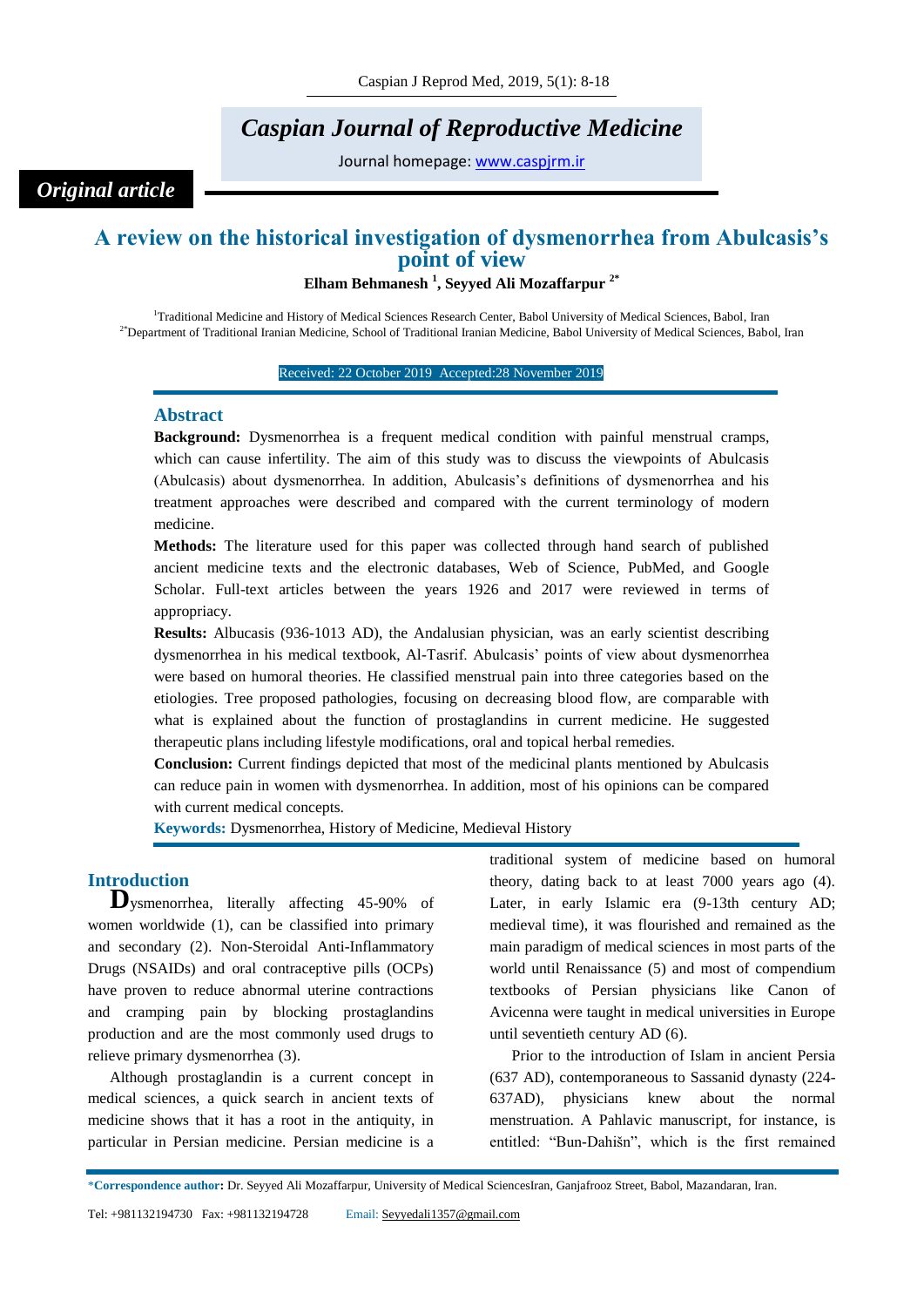*Original article*

# A review on the historical investigation of dysmenorrhea from Abulcasis's point of view

**Elham Behmanesh [1], Seyyed Ali Mozaffarpur [2*]**

[1]Traditional Medicine and History of Medical Sciences Research Center, Babol University of Medical Sciences, Babol, Iran
[2*]Department of Traditional Iranian Medicine, School of Traditional Iranian Medicine, Babol University of Medical Sciences, Babol, Iran

Received: 22 October 2019 Accepted:28 November 2019

## Abstract

**Background:** Dysmenorrhea is a frequent medical condition with painful menstrual cramps, which can cause infertility. The aim of this study was to discuss the viewpoints of Abulcasis (Abulcasis) about dysmenorrhea. In addition, Abulcasis's definitions of dysmenorrhea and his treatment approaches were described and compared with the current terminology of modern medicine.

**Methods:** The literature used for this paper was collected through hand search of published ancient medicine texts and the electronic databases, Web of Science, PubMed, and Google Scholar. Full-text articles between the years 1926 and 2017 were reviewed in terms of appropriacy.

**Results:** Albucasis (936-1013 AD), the Andalusian physician, was an early scientist describing dysmenorrhea in his medical textbook, Al-Tasrif. Abulcasis' points of view about dysmenorrhea were based on humoral theories. He classified menstrual pain into three categories based on the etiologies. Tree proposed pathologies, focusing on decreasing blood flow, are comparable with what is explained about the function of prostaglandins in current medicine. He suggested therapeutic plans including lifestyle modifications, oral and topical herbal remedies.

**Conclusion:** Current findings depicted that most of the medicinal plants mentioned by Abulcasis can reduce pain in women with dysmenorrhea. In addition, most of his opinions can be compared with current medical concepts.

**Keywords:** Dysmenorrhea, History of Medicine, Medieval History

## Introduction

Dysmenorrhea, literally affecting 45-90% of women worldwide (1), can be classified into primary and secondary (2). Non-Steroidal Anti-Inflammatory Drugs (NSAIDs) and oral contraceptive pills (OCPs) have proven to reduce abnormal uterine contractions and cramping pain by blocking prostaglandins production and are the most commonly used drugs to relieve primary dysmenorrhea (3).

Although prostaglandin is a current concept in medical sciences, a quick search in ancient texts of medicine shows that it has a root in the antiquity, in particular in Persian medicine. Persian medicine is a traditional system of medicine based on humoral theory, dating back to at least 7000 years ago (4). Later, in early Islamic era (9-13th century AD; medieval time), it was flourished and remained as the main paradigm of medical sciences in most parts of the world until Renaissance (5) and most of compendium textbooks of Persian physicians like Canon of Avicenna were taught in medical universities in Europe until seventieth century AD (6).

Prior to the introduction of Islam in ancient Persia (637 AD), contemporaneous to Sassanid dynasty (224-637AD), physicians knew about the normal menstruation. A Pahlavic manuscript, for instance, is entitled: "Bun-Dahišn", which is the first remained

*Correspondence author: Dr. Seyyed Ali Mozaffarpur, University of Medical SciencesIran, Ganjafrooz Street, Babol, Mazandaran, Iran.

Tel: +981132194730 Fax: +981132194728 Email: Seyyedali1357@gmail.com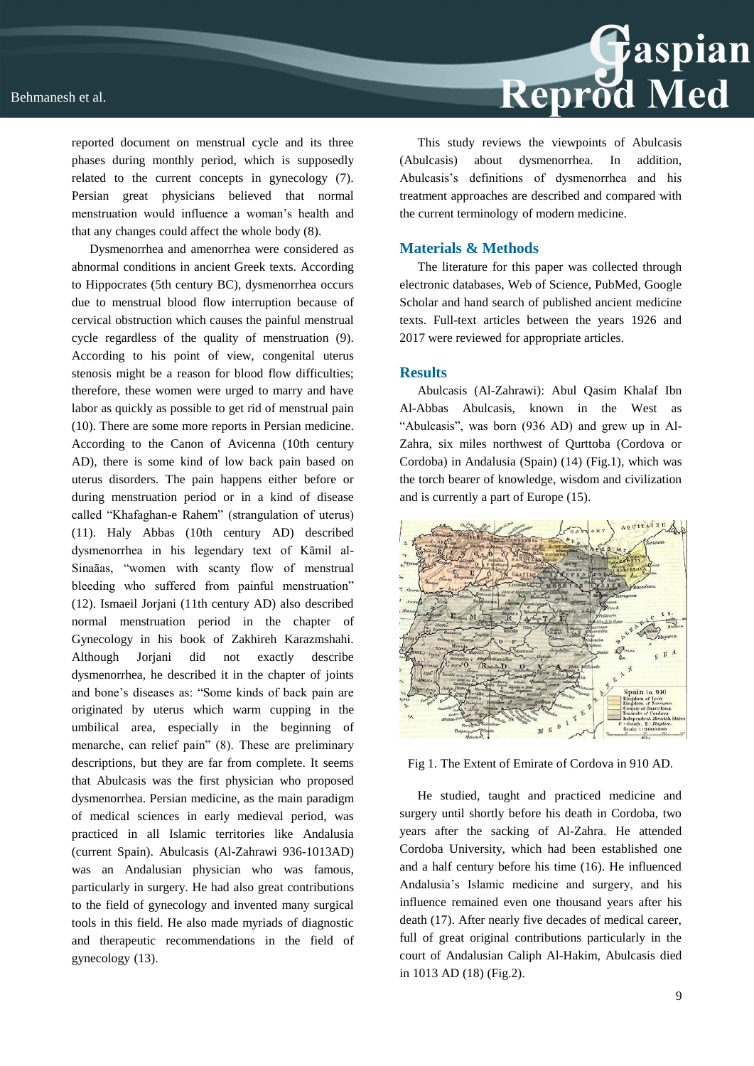reported document on menstrual cycle and its three phases during monthly period, which is supposedly related to the current concepts in gynecology (7). Persian great physicians believed that normal menstruation would influence a woman's health and that any changes could affect the whole body (8).

Dysmenorrhea and amenorrhea were considered as abnormal conditions in ancient Greek texts. According to Hippocrates (5th century BC), dysmenorrhea occurs due to menstrual blood flow interruption because of cervical obstruction which causes the painful menstrual cycle regardless of the quality of menstruation (9). According to his point of view, congenital uterus stenosis might be a reason for blood flow difficulties; therefore, these women were urged to marry and have labor as quickly as possible to get rid of menstrual pain (10). There are some more reports in Persian medicine. According to the Canon of Avicenna (10th century AD), there is some kind of low back pain based on uterus disorders. The pain happens either before or during menstruation period or in a kind of disease called "Khafaghan-e Rahem" (strangulation of uterus) (11). Haly Abbas (10th century AD) described dysmenorrhea in his legendary text of Kāmil al-Sinaāas, "women with scanty flow of menstrual bleeding who suffered from painful menstruation" (12). Ismaeil Jorjani (11th century AD) also described normal menstruation period in the chapter of Gynecology in his book of Zakhireh Karazmshahi. Although Jorjani did not exactly describe dysmenorrhea, he described it in the chapter of joints and bone's diseases as: "Some kinds of back pain are originated by uterus which warm cupping in the umbilical area, especially in the beginning of menarche, can relief pain" (8). These are preliminary descriptions, but they are far from complete. It seems that Abulcasis was the first physician who proposed dysmenorrhea. Persian medicine, as the main paradigm of medical sciences in early medieval period, was practiced in all Islamic territories like Andalusia (current Spain). Abulcasis (Al-Zahrawi 936-1013AD) was an Andalusian physician who was famous, particularly in surgery. He had also great contributions to the field of gynecology and invented many surgical tools in this field. He also made myriads of diagnostic and therapeutic recommendations in the field of gynecology (13).

This study reviews the viewpoints of Abulcasis (Abulcasis) about dysmenorrhea. In addition, Abulcasis's definitions of dysmenorrhea and his treatment approaches are described and compared with the current terminology of modern medicine.

## Materials & Methods

The literature for this paper was collected through electronic databases, Web of Science, PubMed, Google Scholar and hand search of published ancient medicine texts. Full-text articles between the years 1926 and 2017 were reviewed for appropriate articles.

## Results

Abulcasis (Al-Zahrawi): Abul Qasim Khalaf Ibn Al-Abbas Abulcasis, known in the West as "Abulcasis", was born (936 AD) and grew up in Al-Zahra, six miles northwest of Qurttoba (Cordova or Cordoba) in Andalusia (Spain) (14) (Fig.1), which was the torch bearer of knowledge, wisdom and civilization and is currently a part of Europe (15).

Fig 1. The Extent of Emirate of Cordova in 910 AD.

He studied, taught and practiced medicine and surgery until shortly before his death in Cordoba, two years after the sacking of Al-Zahra. He attended Cordoba University, which had been established one and a half century before his time (16). He influenced Andalusia's Islamic medicine and surgery, and his influence remained even one thousand years after his death (17). After nearly five decades of medical career, full of great original contributions particularly in the court of Andalusian Caliph Al-Hakim, Abulcasis died in 1013 AD (18) (Fig.2).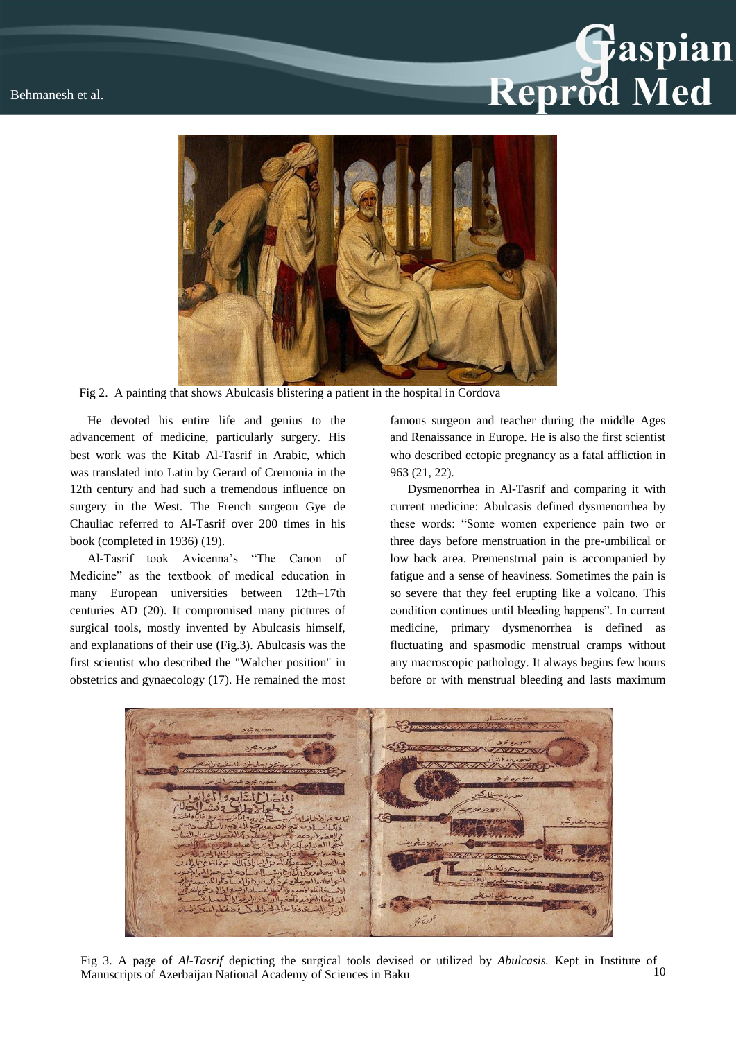Fig 2. A painting that shows Abulcasis blistering a patient in the hospital in Cordova

He devoted his entire life and genius to the advancement of medicine, particularly surgery. His best work was the Kitab Al-Tasrif in Arabic, which was translated into Latin by Gerard of Cremonia in the 12th century and had such a tremendous influence on surgery in the West. The French surgeon Gye de Chauliac referred to Al-Tasrif over 200 times in his book (completed in 1936) (19).

Al-Tasrif took Avicenna's "The Canon of Medicine" as the textbook of medical education in many European universities between 12th–17th centuries AD (20). It compromised many pictures of surgical tools, mostly invented by Abulcasis himself, and explanations of their use (Fig.3). Abulcasis was the first scientist who described the "Walcher position" in obstetrics and gynaecology (17). He remained the most famous surgeon and teacher during the middle Ages and Renaissance in Europe. He is also the first scientist who described ectopic pregnancy as a fatal affliction in 963 (21, 22).

Dysmenorrhea in Al-Tasrif and comparing it with current medicine: Abulcasis defined dysmenorrhea by these words: "Some women experience pain two or three days before menstruation in the pre-umbilical or low back area. Premenstrual pain is accompanied by fatigue and a sense of heaviness. Sometimes the pain is so severe that they feel erupting like a volcano. This condition continues until bleeding happens". In current medicine, primary dysmenorrhea is defined as fluctuating and spasmodic menstrual cramps without any macroscopic pathology. It always begins few hours before or with menstrual bleeding and lasts maximum

Fig 3. A page of *Al-Tasrif* depicting the surgical tools devised or utilized by *Abulcasis.* Kept in Institute of Manuscripts of Azerbaijan National Academy of Sciences in Baku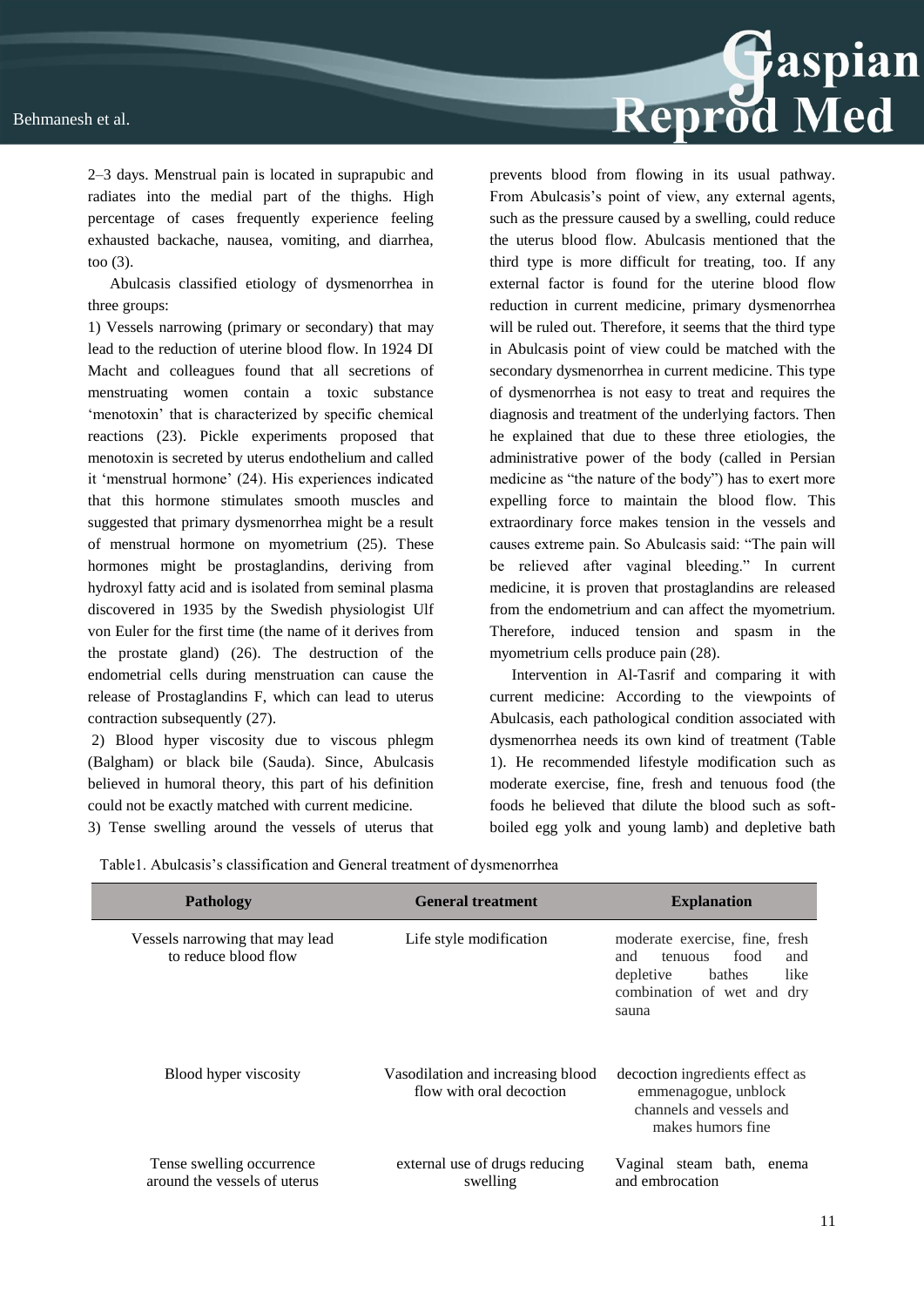2–3 days. Menstrual pain is located in suprapubic and radiates into the medial part of the thighs. High percentage of cases frequently experience feeling exhausted backache, nausea, vomiting, and diarrhea, too (3).

Abulcasis classified etiology of dysmenorrhea in three groups:

1) Vessels narrowing (primary or secondary) that may lead to the reduction of uterine blood flow. In 1924 DI Macht and colleagues found that all secretions of menstruating women contain a toxic substance 'menotoxin' that is characterized by specific chemical reactions (23). Pickle experiments proposed that menotoxin is secreted by uterus endothelium and called it 'menstrual hormone' (24). His experiences indicated that this hormone stimulates smooth muscles and suggested that primary dysmenorrhea might be a result of menstrual hormone on myometrium (25). These hormones might be prostaglandins, deriving from hydroxyl fatty acid and is isolated from seminal plasma discovered in 1935 by the Swedish physiologist Ulf von Euler for the first time (the name of it derives from the prostate gland) (26). The destruction of the endometrial cells during menstruation can cause the release of Prostaglandins F, which can lead to uterus contraction subsequently (27).

2) Blood hyper viscosity due to viscous phlegm (Balgham) or black bile (Sauda). Since, Abulcasis believed in humoral theory, this part of his definition could not be exactly matched with current medicine.

3) Tense swelling around the vessels of uterus that prevents blood from flowing in its usual pathway. From Abulcasis's point of view, any external agents, such as the pressure caused by a swelling, could reduce the uterus blood flow. Abulcasis mentioned that the third type is more difficult for treating, too. If any external factor is found for the uterine blood flow reduction in current medicine, primary dysmenorrhea will be ruled out. Therefore, it seems that the third type in Abulcasis point of view could be matched with the secondary dysmenorrhea in current medicine. This type of dysmenorrhea is not easy to treat and requires the diagnosis and treatment of the underlying factors. Then he explained that due to these three etiologies, the administrative power of the body (called in Persian medicine as "the nature of the body") has to exert more expelling force to maintain the blood flow. This extraordinary force makes tension in the vessels and causes extreme pain. So Abulcasis said: "The pain will be relieved after vaginal bleeding." In current medicine, it is proven that prostaglandins are released from the endometrium and can affect the myometrium. Therefore, induced tension and spasm in the myometrium cells produce pain (28).

Intervention in Al-Tasrif and comparing it with current medicine: According to the viewpoints of Abulcasis, each pathological condition associated with dysmenorrhea needs its own kind of treatment (Table 1). He recommended lifestyle modification such as moderate exercise, fine, fresh and tenuous food (the foods he believed that dilute the blood such as soft-boiled egg yolk and young lamb) and depletive bath

Table1. Abulcasis's classification and General treatment of dysmenorrhea

| Pathology | General treatment | Explanation |
|---|---|---|
| Vessels narrowing that may lead to reduce blood flow | Life style modification | moderate exercise, fine, fresh and tenuous food and depletive bathes like combination of wet and dry sauna |
| Blood hyper viscosity | Vasodilation and increasing blood flow with oral decoction | decoction ingredients effect as emmenagogue, unblock channels and vessels and makes humors fine |
| Tense swelling occurrence around the vessels of uterus | external use of drugs reducing swelling | Vaginal steam bath, enema and embrocation |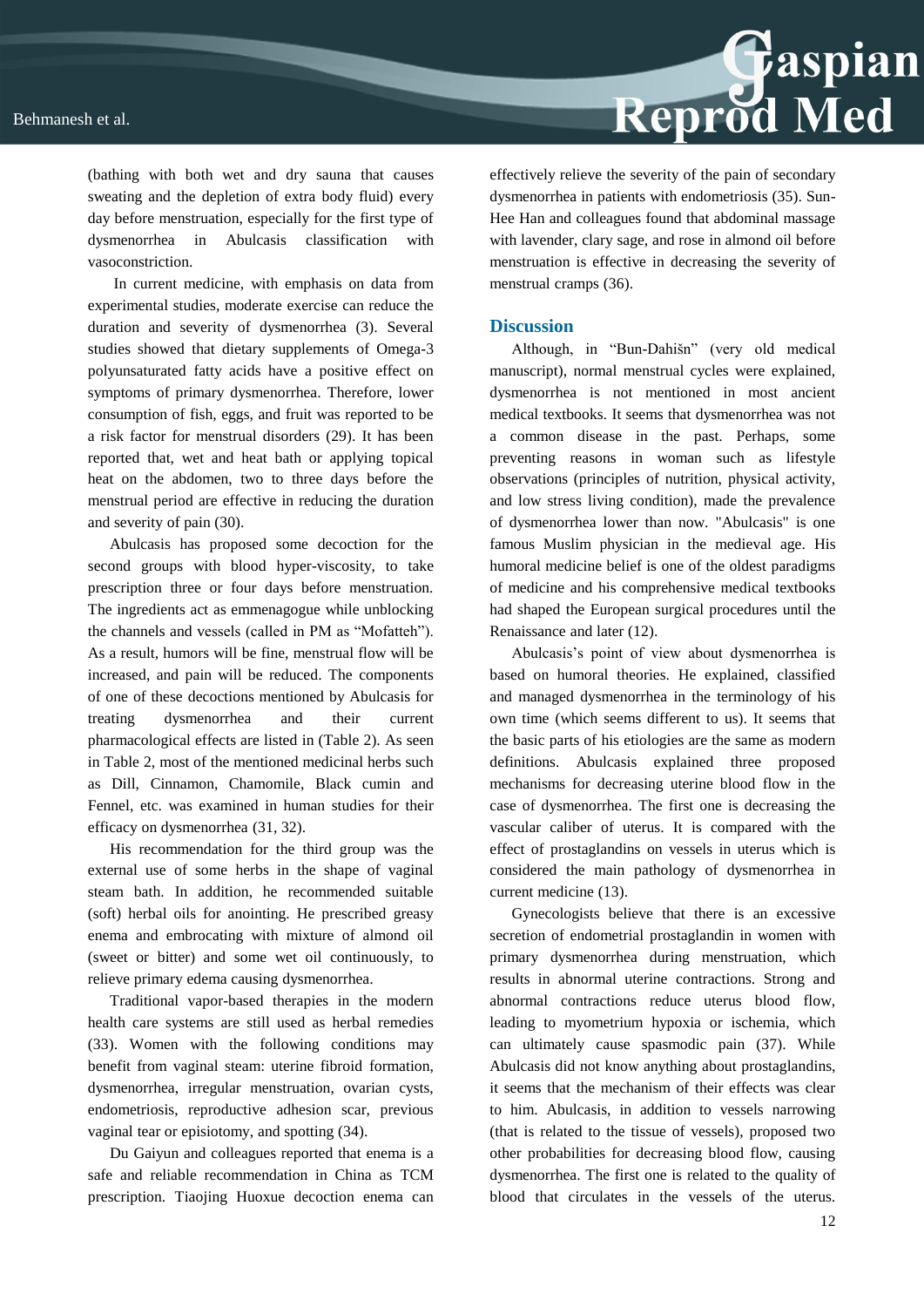(bathing with both wet and dry sauna that causes sweating and the depletion of extra body fluid) every day before menstruation, especially for the first type of dysmenorrhea in Abulcasis classification with vasoconstriction.

In current medicine, with emphasis on data from experimental studies, moderate exercise can reduce the duration and severity of dysmenorrhea (3). Several studies showed that dietary supplements of Omega-3 polyunsaturated fatty acids have a positive effect on symptoms of primary dysmenorrhea. Therefore, lower consumption of fish, eggs, and fruit was reported to be a risk factor for menstrual disorders (29). It has been reported that, wet and heat bath or applying topical heat on the abdomen, two to three days before the menstrual period are effective in reducing the duration and severity of pain (30).

Abulcasis has proposed some decoction for the second groups with blood hyper-viscosity, to take prescription three or four days before menstruation. The ingredients act as emmenagogue while unblocking the channels and vessels (called in PM as "Mofatteh"). As a result, humors will be fine, menstrual flow will be increased, and pain will be reduced. The components of one of these decoctions mentioned by Abulcasis for treating dysmenorrhea and their current pharmacological effects are listed in (Table 2). As seen in Table 2, most of the mentioned medicinal herbs such as Dill, Cinnamon, Chamomile, Black cumin and Fennel, etc. was examined in human studies for their efficacy on dysmenorrhea (31, 32).

His recommendation for the third group was the external use of some herbs in the shape of vaginal steam bath. In addition, he recommended suitable (soft) herbal oils for anointing. He prescribed greasy enema and embrocating with mixture of almond oil (sweet or bitter) and some wet oil continuously, to relieve primary edema causing dysmenorrhea.

Traditional vapor-based therapies in the modern health care systems are still used as herbal remedies (33). Women with the following conditions may benefit from vaginal steam: uterine fibroid formation, dysmenorrhea, irregular menstruation, ovarian cysts, endometriosis, reproductive adhesion scar, previous vaginal tear or episiotomy, and spotting (34).

Du Gaiyun and colleagues reported that enema is a safe and reliable recommendation in China as TCM prescription. Tiaojing Huoxue decoction enema can effectively relieve the severity of the pain of secondary dysmenorrhea in patients with endometriosis (35). Sun-Hee Han and colleagues found that abdominal massage with lavender, clary sage, and rose in almond oil before menstruation is effective in decreasing the severity of menstrual cramps (36).

## Discussion

Although, in "Bun-Dahišn" (very old medical manuscript), normal menstrual cycles were explained, dysmenorrhea is not mentioned in most ancient medical textbooks. It seems that dysmenorrhea was not a common disease in the past. Perhaps, some preventing reasons in woman such as lifestyle observations (principles of nutrition, physical activity, and low stress living condition), made the prevalence of dysmenorrhea lower than now. "Abulcasis" is one famous Muslim physician in the medieval age. His humoral medicine belief is one of the oldest paradigms of medicine and his comprehensive medical textbooks had shaped the European surgical procedures until the Renaissance and later (12).

Abulcasis's point of view about dysmenorrhea is based on humoral theories. He explained, classified and managed dysmenorrhea in the terminology of his own time (which seems different to us). It seems that the basic parts of his etiologies are the same as modern definitions. Abulcasis explained three proposed mechanisms for decreasing uterine blood flow in the case of dysmenorrhea. The first one is decreasing the vascular caliber of uterus. It is compared with the effect of prostaglandins on vessels in uterus which is considered the main pathology of dysmenorrhea in current medicine (13).

Gynecologists believe that there is an excessive secretion of endometrial prostaglandin in women with primary dysmenorrhea during menstruation, which results in abnormal uterine contractions. Strong and abnormal contractions reduce uterus blood flow, leading to myometrium hypoxia or ischemia, which can ultimately cause spasmodic pain (37). While Abulcasis did not know anything about prostaglandins, it seems that the mechanism of their effects was clear to him. Abulcasis, in addition to vessels narrowing (that is related to the tissue of vessels), proposed two other probabilities for decreasing blood flow, causing dysmenorrhea. The first one is related to the quality of blood that circulates in the vessels of the uterus.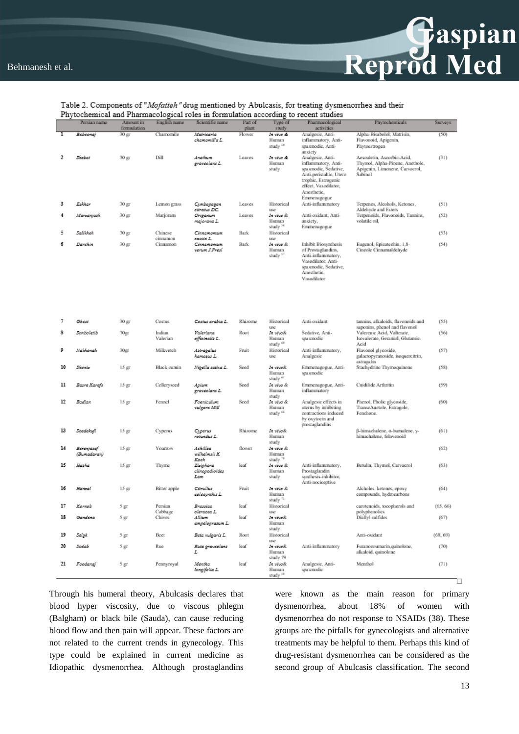Table 2. Components of "*Mofatteh*" drug mentioned by Abulcasis, for treating dysmenorrhea and their Phytochemical and Pharmacological roles in formulation according to recent studies

| | Persian name | Amount in formulation | English name | Scientific name | Part of plant | Type of study | Pharmacological activities | Phytochemicals | Surveys |
|---|---|---|---|---|---|---|---|---|---|
| 1 | *Baboonaj* | 30 gr | Chamomile | *Matricaria chamomilla L.* | Flower | *In vivo* & Human study [50] | Analgesic, Anti-inflammatory, Anti-spasmodic, Anti-anxiety | Alpha-Bisabolol, Matrisin, Flavonoid, Apigenin, Phytoestrogen | (50) |
| 2 | *Shebet* | 30 gr | Dill | *Anethum graveolans L.* | Leaves | *In vivo* & Human study | Analgesic, Anti-inflammatory, Anti-spasmodic, Sedative, Anti-peristaltic, Utero trophic, Estrogenic effect, Vasodilator, Anesthetic, Emmenagogue | Aesculetin, Ascorbic-Acid, Thymol, Alpha-Pinene, Anethole, Apigenin, Limonene, Carvacrol, Sabinol | (31) |
| 3 | *Ezkhar* | 30 gr | Lemon grass | *Cymbopogon citratus DC.* | Leaves | Historical use | Anti-inflammatory | Terpenes, Alcohols, Ketones, Aldehyde and Esters | (51) |
| 4 | *Marzanjush* | 30 gr | Marjoram | *Origanum majorana L.* | Leaves | *In vivo* & Human study [54] | Anti-oxidant, Anti-anxiety, Emmenagogue | Terpenoids, Flavonoids, Tannins, volatile oil, | (52) |
| 5 | *Salikhah* | 30 gr | Chinese cinnamon | *Cinnamomum cassia L.* | Bark | Historical use | | | (53) |
| 6 | *Darchin* | 30 gr | Cinnamon | *Cinnamomum verum J.Presl* | Bark | *In vivo* & Human study [57] | Inhibit Biosynthesis of Prostaglandins, Anti-inflammatory, Vasodilator, Anti-spasmodic, Sedative, Anesthetic, Vasodilator | Eugenol, Epicatechin, 1,8-Cineole Cinnamaldehyde | (54) |
| 7 | *Ghost* | 30 gr | Costus | *Costus arabia L.* | Rhizome | Historical use | Anti-oxidant | tannins, alkaloids, flavonoids and saponins, phenol and flavonol | (55) |
| 8 | *Sonboletib* | 30gr | Indian Valerian | *Valeriana officinalis L.* | Root | *In vivo*& Human study [60] | Sedative, Anti-spasmodic | Valerenic Acid, Valterate, Isovalerate, Geraniol, Glutamic-Acid | (56) |
| 9 | *Nakhonak* | 30gr | Milkvetch | *Astragalus hamosus L.* | Fruit | Historical use | Anti-inflammatory, Analgesic | Flavonol glycoside, galactopyranoside, isoquercitrin, astragalin | (57) |
| 10 | *Shoniz* | 15 gr | Black cumin | *Nigella sativa L.* | Seed | *In vivo*& Human study [63] | Emmenagogue, Anti-spasmodic | Stachydrine Thymoquinone | (58) |
| 11 | *Bazre Karafs* | 15 gr | Celleryseed | *Apium graveolens L.* | Seed | *In vivo* & Human study | Emmenagogue, Anti-inflammatory | Cnidilide Arthritin | (59) |
| 12 | *Badian* | 15 gr | Fennel | *Foeniculum vulgare Mill* | Seed | *In vivo* & Human study [66] | Analgesic effects in uterus by inhibiting contractions induced by oxytocin and prostaglandins | Phenol, Pholic glycoside, TranseAnetole, Estragole, Fenchone. | (60) |
| 13 | *Soedekufi* | 15 gr | Cyperus | *Cyperus rotundus L.* | Rhizome | *In vivo*& Human study | | β-himachalene, α-humulene, γ-himachalene, felavenoid | (61) |
| 14 | *Berenjasef (Bumadaran)* | 15 gr | Yoarrow | *Achillea wilhelmsii K Koch* | flower | *In vivo* & Human study [70] | | | (62) |
| 15 | *Hasha* | 15 gr | Thyme | *Zziphora clinopodioides Lam* | leaf | *In vivo* & Human study | Anti-inflammatory, Prostaglandin synthesis-inhibitor, Anti-nociceptive | Betulin, Thymol, Carvacrol | (63) |
| 16 | *Hanzal* | 15 gr | Bitter apple | *Citrullus colocynthis L.* | Fruit | *In vivo* & Human study [72] | | Alcholes, ketones, epoxy compounds, hydrocarbons | (64) |
| 17 | *Karnab* | 5 gr | Persian Cabbage | *Brassica oleracea L.* | leaf | Historical use | | carotenoids, tocopherols and polyphenolics | (65, 66) |
| 18 | *Gandana* | 5 gr | Chives | *Allium ampeloprasum L.* | leaf | *In vivo*& Human study | | Diallyl sulfides | (67) |
| 19 | *Selgh* | 5 gr | Beet | *Beta vulgaris L.* | Root | Historical use | | Anti-oxidant | (68, 69) |
| 20 | *Sodab* | 5 gr | Rue | *Ruta graveolans L.* | leaf | *In vivo*& Human study 79 | Anti-inflammatory | Furanocoumarin,quinolone, alkaloid, quinolone | (70) |
| 21 | *Foodanaj* | 5 gr | Pennyroyal | *Mentha longifolia L.* | leaf | *In vivo*& Human study [30] | Analgesic, Anti-spasmodic | Menthol | (71) |

Through his humeral theory, Abulcasis declares that blood hyper viscosity, due to viscous phlegm (Balgham) or black bile (Sauda), can cause reducing blood flow and then pain will appear. These factors are not related to the current trends in gynecology. This type could be explained in current medicine as Idiopathic dysmenorrhea. Although prostaglandins were known as the main reason for primary dysmenorrhea, about 18% of women with dysmenorrhea do not response to NSAIDs (38). These groups are the pitfalls for gynecologists and alternative treatments may be helpful to them. Perhaps this kind of drug-resistant dysmenorrhea can be considered as the second group of Abulcasis classification. The second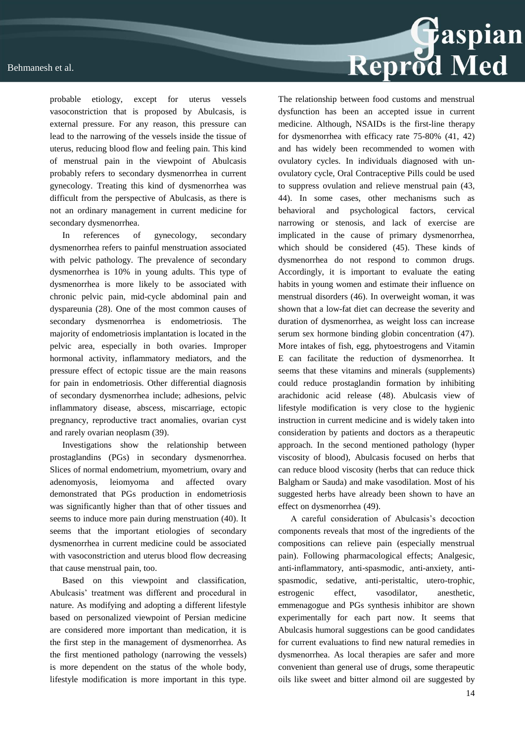probable etiology, except for uterus vessels vasoconstriction that is proposed by Abulcasis, is external pressure. For any reason, this pressure can lead to the narrowing of the vessels inside the tissue of uterus, reducing blood flow and feeling pain. This kind of menstrual pain in the viewpoint of Abulcasis probably refers to secondary dysmenorrhea in current gynecology. Treating this kind of dysmenorrhea was difficult from the perspective of Abulcasis, as there is not an ordinary management in current medicine for secondary dysmenorrhea.

In references of gynecology, secondary dysmenorrhea refers to painful menstruation associated with pelvic pathology. The prevalence of secondary dysmenorrhea is 10% in young adults. This type of dysmenorrhea is more likely to be associated with chronic pelvic pain, mid-cycle abdominal pain and dyspareunia (28). One of the most common causes of secondary dysmenorrhea is endometriosis. The majority of endometriosis implantation is located in the pelvic area, especially in both ovaries. Improper hormonal activity, inflammatory mediators, and the pressure effect of ectopic tissue are the main reasons for pain in endometriosis. Other differential diagnosis of secondary dysmenorrhea include; adhesions, pelvic inflammatory disease, abscess, miscarriage, ectopic pregnancy, reproductive tract anomalies, ovarian cyst and rarely ovarian neoplasm (39).

Investigations show the relationship between prostaglandins (PGs) in secondary dysmenorrhea. Slices of normal endometrium, myometrium, ovary and adenomyosis, leiomyoma and affected ovary demonstrated that PGs production in endometriosis was significantly higher than that of other tissues and seems to induce more pain during menstruation (40). It seems that the important etiologies of secondary dysmenorrhea in current medicine could be associated with vasoconstriction and uterus blood flow decreasing that cause menstrual pain, too.

Based on this viewpoint and classification, Abulcasis' treatment was different and procedural in nature. As modifying and adopting a different lifestyle based on personalized viewpoint of Persian medicine are considered more important than medication, it is the first step in the management of dysmenorrhea. As the first mentioned pathology (narrowing the vessels) is more dependent on the status of the whole body, lifestyle modification is more important in this type. The relationship between food customs and menstrual dysfunction has been an accepted issue in current medicine. Although, NSAIDs is the first-line therapy for dysmenorrhea with efficacy rate 75-80% (41, 42) and has widely been recommended to women with ovulatory cycles. In individuals diagnosed with un-ovulatory cycle, Oral Contraceptive Pills could be used to suppress ovulation and relieve menstrual pain (43, 44). In some cases, other mechanisms such as behavioral and psychological factors, cervical narrowing or stenosis, and lack of exercise are implicated in the cause of primary dysmenorrhea, which should be considered (45). These kinds of dysmenorrhea do not respond to common drugs. Accordingly, it is important to evaluate the eating habits in young women and estimate their influence on menstrual disorders (46). In overweight woman, it was shown that a low-fat diet can decrease the severity and duration of dysmenorrhea, as weight loss can increase serum sex hormone binding globin concentration (47). More intakes of fish, egg, phytoestrogens and Vitamin E can facilitate the reduction of dysmenorrhea. It seems that these vitamins and minerals (supplements) could reduce prostaglandin formation by inhibiting arachidonic acid release (48). Abulcasis view of lifestyle modification is very close to the hygienic instruction in current medicine and is widely taken into consideration by patients and doctors as a therapeutic approach. In the second mentioned pathology (hyper viscosity of blood), Abulcasis focused on herbs that can reduce blood viscosity (herbs that can reduce thick Balgham or Sauda) and make vasodilation. Most of his suggested herbs have already been shown to have an effect on dysmenorrhea (49).

A careful consideration of Abulcasis's decoction components reveals that most of the ingredients of the compositions can relieve pain (especially menstrual pain). Following pharmacological effects; Analgesic, anti-inflammatory, anti-spasmodic, anti-anxiety, anti-spasmodic, sedative, anti-peristaltic, utero-trophic, estrogenic effect, vasodilator, anesthetic, emmenagogue and PGs synthesis inhibitor are shown experimentally for each part now. It seems that Abulcasis humoral suggestions can be good candidates for current evaluations to find new natural remedies in dysmenorrhea. As local therapies are safer and more convenient than general use of drugs, some therapeutic oils like sweet and bitter almond oil are suggested by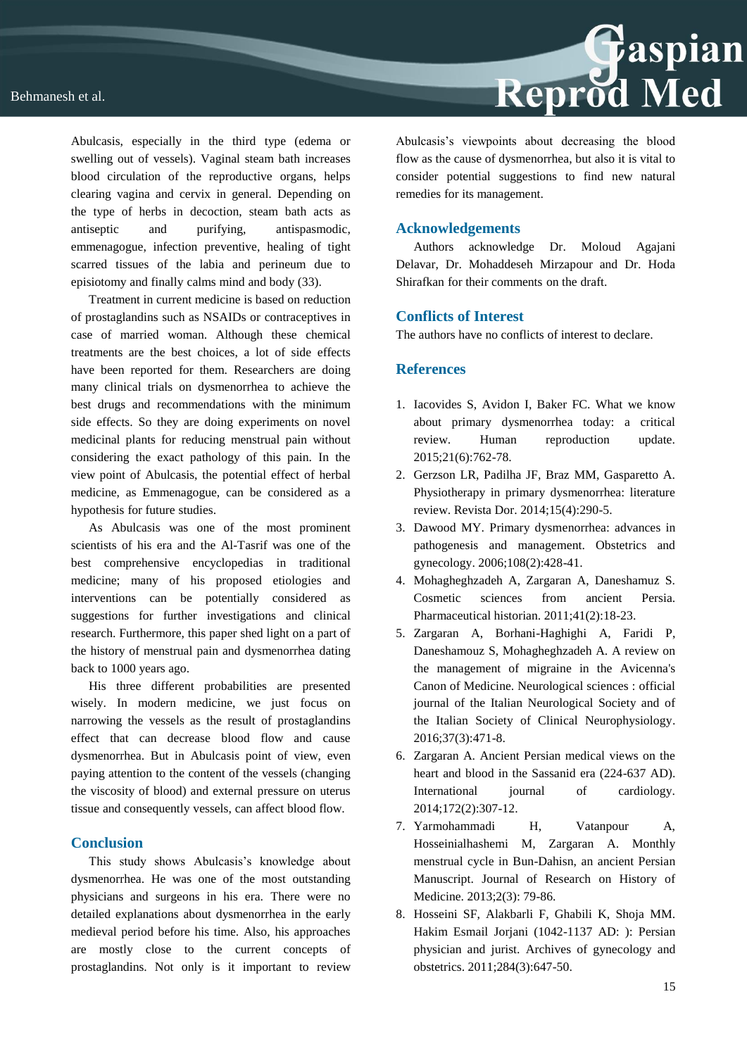Abulcasis, especially in the third type (edema or swelling out of vessels). Vaginal steam bath increases blood circulation of the reproductive organs, helps clearing vagina and cervix in general. Depending on the type of herbs in decoction, steam bath acts as antiseptic and purifying, antispasmodic, emmenagogue, infection preventive, healing of tight scarred tissues of the labia and perineum due to episiotomy and finally calms mind and body (33).

Treatment in current medicine is based on reduction of prostaglandins such as NSAIDs or contraceptives in case of married woman. Although these chemical treatments are the best choices, a lot of side effects have been reported for them. Researchers are doing many clinical trials on dysmenorrhea to achieve the best drugs and recommendations with the minimum side effects. So they are doing experiments on novel medicinal plants for reducing menstrual pain without considering the exact pathology of this pain. In the view point of Abulcasis, the potential effect of herbal medicine, as Emmenagogue, can be considered as a hypothesis for future studies.

As Abulcasis was one of the most prominent scientists of his era and the Al-Tasrif was one of the best comprehensive encyclopedias in traditional medicine; many of his proposed etiologies and interventions can be potentially considered as suggestions for further investigations and clinical research. Furthermore, this paper shed light on a part of the history of menstrual pain and dysmenorrhea dating back to 1000 years ago.

His three different probabilities are presented wisely. In modern medicine, we just focus on narrowing the vessels as the result of prostaglandins effect that can decrease blood flow and cause dysmenorrhea. But in Abulcasis point of view, even paying attention to the content of the vessels (changing the viscosity of blood) and external pressure on uterus tissue and consequently vessels, can affect blood flow.

## Conclusion

This study shows Abulcasis's knowledge about dysmenorrhea. He was one of the most outstanding physicians and surgeons in his era. There were no detailed explanations about dysmenorrhea in the early medieval period before his time. Also, his approaches are mostly close to the current concepts of prostaglandins. Not only is it important to review Abulcasis's viewpoints about decreasing the blood flow as the cause of dysmenorrhea, but also it is vital to consider potential suggestions to find new natural remedies for its management.

## Acknowledgements

Authors acknowledge Dr. Moloud Agajani Delavar, Dr. Mohaddeseh Mirzapour and Dr. Hoda Shirafkan for their comments on the draft.

## Conflicts of Interest

The authors have no conflicts of interest to declare.

## References

1. Iacovides S, Avidon I, Baker FC. What we know about primary dysmenorrhea today: a critical review. Human reproduction update. 2015;21(6):762-78.
2. Gerzson LR, Padilha JF, Braz MM, Gasparetto A. Physiotherapy in primary dysmenorrhea: literature review. Revista Dor. 2014;15(4):290-5.
3. Dawood MY. Primary dysmenorrhea: advances in pathogenesis and management. Obstetrics and gynecology. 2006;108(2):428-41.
4. Mohagheghzadeh A, Zargaran A, Daneshamuz S. Cosmetic sciences from ancient Persia. Pharmaceutical historian. 2011;41(2):18-23.
5. Zargaran A, Borhani-Haghighi A, Faridi P, Daneshamouz S, Mohagheghzadeh A. A review on the management of migraine in the Avicenna's Canon of Medicine. Neurological sciences : official journal of the Italian Neurological Society and of the Italian Society of Clinical Neurophysiology. 2016;37(3):471-8.
6. Zargaran A. Ancient Persian medical views on the heart and blood in the Sassanid era (224-637 AD). International journal of cardiology. 2014;172(2):307-12.
7. Yarmohammadi H, Vatanpour A, Hosseinialhashemi M, Zargaran A. Monthly menstrual cycle in Bun-Dahisn, an ancient Persian Manuscript. Journal of Research on History of Medicine. 2013;2(3): 79-86.
8. Hosseini SF, Alakbarli F, Ghabili K, Shoja MM. Hakim Esmail Jorjani (1042-1137 AD: ): Persian physician and jurist. Archives of gynecology and obstetrics. 2011;284(3):647-50.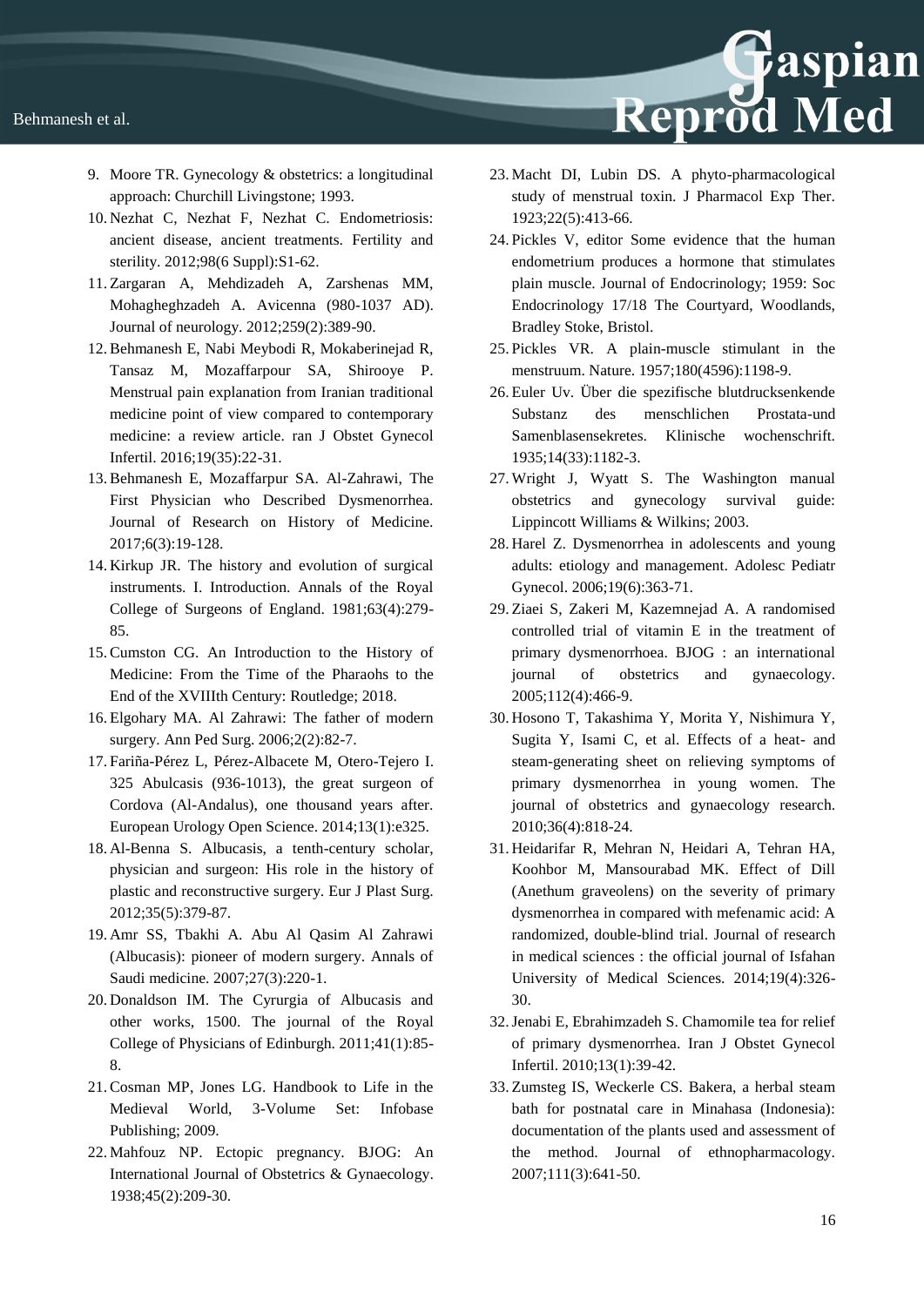9. Moore TR. Gynecology & obstetrics: a longitudinal approach: Churchill Livingstone; 1993.
10. Nezhat C, Nezhat F, Nezhat C. Endometriosis: ancient disease, ancient treatments. Fertility and sterility. 2012;98(6 Suppl):S1-62.
11. Zargaran A, Mehdizadeh A, Zarshenas MM, Mohagheghzadeh A. Avicenna (980-1037 AD). Journal of neurology. 2012;259(2):389-90.
12. Behmanesh E, Nabi Meybodi R, Mokaberinejad R, Tansaz M, Mozaffarpour SA, Shirooye P. Menstrual pain explanation from Iranian traditional medicine point of view compared to contemporary medicine: a review article. ran J Obstet Gynecol Infertil. 2016;19(35):22-31.
13. Behmanesh E, Mozaffarpur SA. Al-Zahrawi, The First Physician who Described Dysmenorrhea. Journal of Research on History of Medicine. 2017;6(3):19-128.
14. Kirkup JR. The history and evolution of surgical instruments. I. Introduction. Annals of the Royal College of Surgeons of England. 1981;63(4):279-85.
15. Cumston CG. An Introduction to the History of Medicine: From the Time of the Pharaohs to the End of the XVIIIth Century: Routledge; 2018.
16. Elgohary MA. Al Zahrawi: The father of modern surgery. Ann Ped Surg. 2006;2(2):82-7.
17. Fariña-Pérez L, Pérez-Albacete M, Otero-Tejero I. 325 Abulcasis (936-1013), the great surgeon of Cordova (Al-Andalus), one thousand years after. European Urology Open Science. 2014;13(1):e325.
18. Al-Benna S. Albucasis, a tenth-century scholar, physician and surgeon: His role in the history of plastic and reconstructive surgery. Eur J Plast Surg. 2012;35(5):379-87.
19. Amr SS, Tbakhi A. Abu Al Qasim Al Zahrawi (Albucasis): pioneer of modern surgery. Annals of Saudi medicine. 2007;27(3):220-1.
20. Donaldson IM. The Cyrurgia of Albucasis and other works, 1500. The journal of the Royal College of Physicians of Edinburgh. 2011;41(1):85-8.
21. Cosman MP, Jones LG. Handbook to Life in the Medieval World, 3-Volume Set: Infobase Publishing; 2009.
22. Mahfouz NP. Ectopic pregnancy. BJOG: An International Journal of Obstetrics & Gynaecology. 1938;45(2):209-30.
23. Macht DI, Lubin DS. A phyto-pharmacological study of menstrual toxin. J Pharmacol Exp Ther. 1923;22(5):413-66.
24. Pickles V, editor Some evidence that the human endometrium produces a hormone that stimulates plain muscle. Journal of Endocrinology; 1959: Soc Endocrinology 17/18 The Courtyard, Woodlands, Bradley Stoke, Bristol.
25. Pickles VR. A plain-muscle stimulant in the menstruum. Nature. 1957;180(4596):1198-9.
26. Euler Uv. Über die spezifische blutdrucksenkende Substanz des menschlichen Prostata-und Samenblasensekretes. Klinische wochenschrift. 1935;14(33):1182-3.
27. Wright J, Wyatt S. The Washington manual obstetrics and gynecology survival guide: Lippincott Williams & Wilkins; 2003.
28. Harel Z. Dysmenorrhea in adolescents and young adults: etiology and management. Adolesc Pediatr Gynecol. 2006;19(6):363-71.
29. Ziaei S, Zakeri M, Kazemnejad A. A randomised controlled trial of vitamin E in the treatment of primary dysmenorrhoea. BJOG : an international journal of obstetrics and gynaecology. 2005;112(4):466-9.
30. Hosono T, Takashima Y, Morita Y, Nishimura Y, Sugita Y, Isami C, et al. Effects of a heat- and steam-generating sheet on relieving symptoms of primary dysmenorrhea in young women. The journal of obstetrics and gynaecology research. 2010;36(4):818-24.
31. Heidarifar R, Mehran N, Heidari A, Tehran HA, Koohbor M, Mansourabad MK. Effect of Dill (Anethum graveolens) on the severity of primary dysmenorrhea in compared with mefenamic acid: A randomized, double-blind trial. Journal of research in medical sciences : the official journal of Isfahan University of Medical Sciences. 2014;19(4):326-30.
32. Jenabi E, Ebrahimzadeh S. Chamomile tea for relief of primary dysmenorrhea. Iran J Obstet Gynecol Infertil. 2010;13(1):39-42.
33. Zumsteg IS, Weckerle CS. Bakera, a herbal steam bath for postnatal care in Minahasa (Indonesia): documentation of the plants used and assessment of the method. Journal of ethnopharmacology. 2007;111(3):641-50.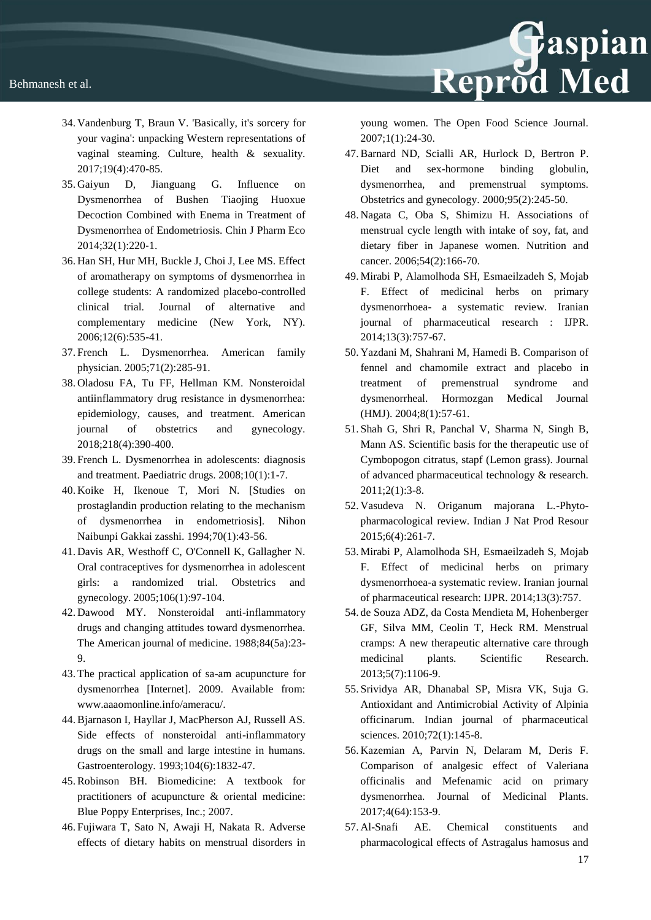34. Vandenburg T, Braun V. 'Basically, it's sorcery for your vagina': unpacking Western representations of vaginal steaming. Culture, health & sexuality. 2017;19(4):470-85.
35. Gaiyun D, Jianguang G. Influence on Dysmenorrhea of Bushen Tiaojing Huoxue Decoction Combined with Enema in Treatment of Dysmenorrhea of Endometriosis. Chin J Pharm Eco 2014;32(1):220-1.
36. Han SH, Hur MH, Buckle J, Choi J, Lee MS. Effect of aromatherapy on symptoms of dysmenorrhea in college students: A randomized placebo-controlled clinical trial. Journal of alternative and complementary medicine (New York, NY). 2006;12(6):535-41.
37. French L. Dysmenorrhea. American family physician. 2005;71(2):285-91.
38. Oladosu FA, Tu FF, Hellman KM. Nonsteroidal antiinflammatory drug resistance in dysmenorrhea: epidemiology, causes, and treatment. American journal of obstetrics and gynecology. 2018;218(4):390-400.
39. French L. Dysmenorrhea in adolescents: diagnosis and treatment. Paediatric drugs. 2008;10(1):1-7.
40. Koike H, Ikenoue T, Mori N. [Studies on prostaglandin production relating to the mechanism of dysmenorrhea in endometriosis]. Nihon Naibunpi Gakkai zasshi. 1994;70(1):43-56.
41. Davis AR, Westhoff C, O'Connell K, Gallagher N. Oral contraceptives for dysmenorrhea in adolescent girls: a randomized trial. Obstetrics and gynecology. 2005;106(1):97-104.
42. Dawood MY. Nonsteroidal anti-inflammatory drugs and changing attitudes toward dysmenorrhea. The American journal of medicine. 1988;84(5a):23-9.
43. The practical application of sa-am acupuncture for dysmenorrhea [Internet]. 2009. Available from: www.aaaomonline.info/ameracu/.
44. Bjarnason I, Hayllar J, MacPherson AJ, Russell AS. Side effects of nonsteroidal anti-inflammatory drugs on the small and large intestine in humans. Gastroenterology. 1993;104(6):1832-47.
45. Robinson BH. Biomedicine: A textbook for practitioners of acupuncture & oriental medicine: Blue Poppy Enterprises, Inc.; 2007.
46. Fujiwara T, Sato N, Awaji H, Nakata R. Adverse effects of dietary habits on menstrual disorders in young women. The Open Food Science Journal. 2007;1(1):24-30.
47. Barnard ND, Scialli AR, Hurlock D, Bertron P. Diet and sex-hormone binding globulin, dysmenorrhea, and premenstrual symptoms. Obstetrics and gynecology. 2000;95(2):245-50.
48. Nagata C, Oba S, Shimizu H. Associations of menstrual cycle length with intake of soy, fat, and dietary fiber in Japanese women. Nutrition and cancer. 2006;54(2):166-70.
49. Mirabi P, Alamolhoda SH, Esmaeilzadeh S, Mojab F. Effect of medicinal herbs on primary dysmenorrhoea- a systematic review. Iranian journal of pharmaceutical research : IJPR. 2014;13(3):757-67.
50. Yazdani M, Shahrani M, Hamedi B. Comparison of fennel and chamomile extract and placebo in treatment of premenstrual syndrome and dysmenorrheal. Hormozgan Medical Journal (HMJ). 2004;8(1):57-61.
51. Shah G, Shri R, Panchal V, Sharma N, Singh B, Mann AS. Scientific basis for the therapeutic use of Cymbopogon citratus, stapf (Lemon grass). Journal of advanced pharmaceutical technology & research. 2011;2(1):3-8.
52. Vasudeva N. Origanum majorana L.-Phyto-pharmacological review. Indian J Nat Prod Resour 2015;6(4):261-7.
53. Mirabi P, Alamolhoda SH, Esmaeilzadeh S, Mojab F. Effect of medicinal herbs on primary dysmenorrhoea-a systematic review. Iranian journal of pharmaceutical research: IJPR. 2014;13(3):757.
54. de Souza ADZ, da Costa Mendieta M, Hohenberger GF, Silva MM, Ceolin T, Heck RM. Menstrual cramps: A new therapeutic alternative care through medicinal plants. Scientific Research. 2013;5(7):1106-9.
55. Srividya AR, Dhanabal SP, Misra VK, Suja G. Antioxidant and Antimicrobial Activity of Alpinia officinarum. Indian journal of pharmaceutical sciences. 2010;72(1):145-8.
56. Kazemian A, Parvin N, Delaram M, Deris F. Comparison of analgesic effect of Valeriana officinalis and Mefenamic acid on primary dysmenorrhea. Journal of Medicinal Plants. 2017;4(64):153-9.
57. Al-Snafi AE. Chemical constituents and pharmacological effects of Astragalus hamosus and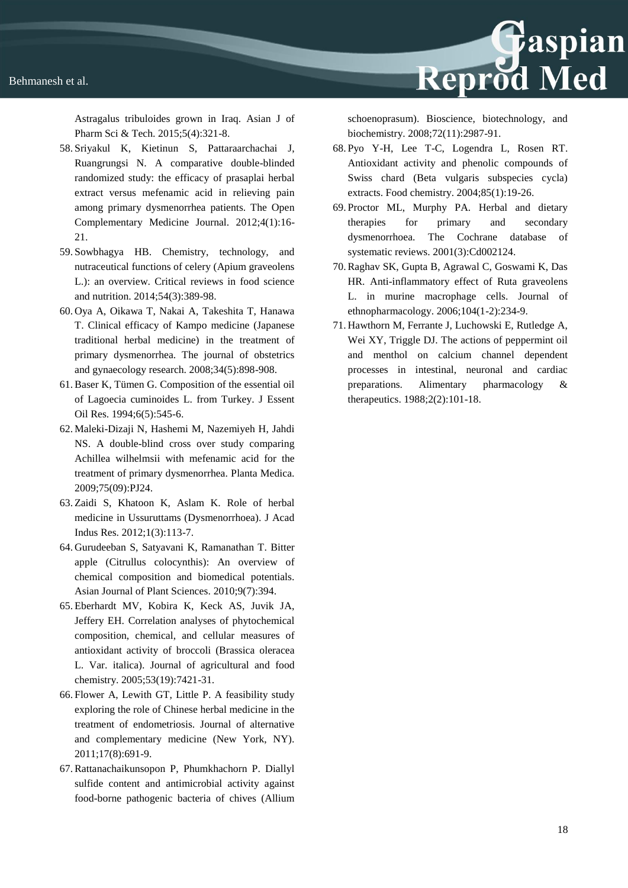Astragalus tribuloides grown in Iraq. Asian J of Pharm Sci & Tech. 2015;5(4):321-8.

58. Sriyakul K, Kietinun S, Pattaraarchachai J, Ruangrungsi N. A comparative double-blinded randomized study: the efficacy of prasaplai herbal extract versus mefenamic acid in relieving pain among primary dysmenorrhea patients. The Open Complementary Medicine Journal. 2012;4(1):16-21.
59. Sowbhagya HB. Chemistry, technology, and nutraceutical functions of celery (Apium graveolens L.): an overview. Critical reviews in food science and nutrition. 2014;54(3):389-98.
60. Oya A, Oikawa T, Nakai A, Takeshita T, Hanawa T. Clinical efficacy of Kampo medicine (Japanese traditional herbal medicine) in the treatment of primary dysmenorrhea. The journal of obstetrics and gynaecology research. 2008;34(5):898-908.
61. Baser K, Tümen G. Composition of the essential oil of Lagoecia cuminoides L. from Turkey. J Essent Oil Res. 1994;6(5):545-6.
62. Maleki-Dizaji N, Hashemi M, Nazemiyeh H, Jahdi NS. A double-blind cross over study comparing Achillea wilhelmsii with mefenamic acid for the treatment of primary dysmenorrhea. Planta Medica. 2009;75(09):PJ24.
63. Zaidi S, Khatoon K, Aslam K. Role of herbal medicine in Ussuruttams (Dysmenorrhoea). J Acad Indus Res. 2012;1(3):113-7.
64. Gurudeeban S, Satyavani K, Ramanathan T. Bitter apple (Citrullus colocynthis): An overview of chemical composition and biomedical potentials. Asian Journal of Plant Sciences. 2010;9(7):394.
65. Eberhardt MV, Kobira K, Keck AS, Juvik JA, Jeffery EH. Correlation analyses of phytochemical composition, chemical, and cellular measures of antioxidant activity of broccoli (Brassica oleracea L. Var. italica). Journal of agricultural and food chemistry. 2005;53(19):7421-31.
66. Flower A, Lewith GT, Little P. A feasibility study exploring the role of Chinese herbal medicine in the treatment of endometriosis. Journal of alternative and complementary medicine (New York, NY). 2011;17(8):691-9.
67. Rattanachaikunsopon P, Phumkhachorn P. Diallyl sulfide content and antimicrobial activity against food-borne pathogenic bacteria of chives (Allium schoenoprasum). Bioscience, biotechnology, and biochemistry. 2008;72(11):2987-91.
68. Pyo Y-H, Lee T-C, Logendra L, Rosen RT. Antioxidant activity and phenolic compounds of Swiss chard (Beta vulgaris subspecies cycla) extracts. Food chemistry. 2004;85(1):19-26.
69. Proctor ML, Murphy PA. Herbal and dietary therapies for primary and secondary dysmenorrhoea. The Cochrane database of systematic reviews. 2001(3):Cd002124.
70. Raghav SK, Gupta B, Agrawal C, Goswami K, Das HR. Anti-inflammatory effect of Ruta graveolens L. in murine macrophage cells. Journal of ethnopharmacology. 2006;104(1-2):234-9.
71. Hawthorn M, Ferrante J, Luchowski E, Rutledge A, Wei XY, Triggle DJ. The actions of peppermint oil and menthol on calcium channel dependent processes in intestinal, neuronal and cardiac preparations. Alimentary pharmacology & therapeutics. 1988;2(2):101-18.